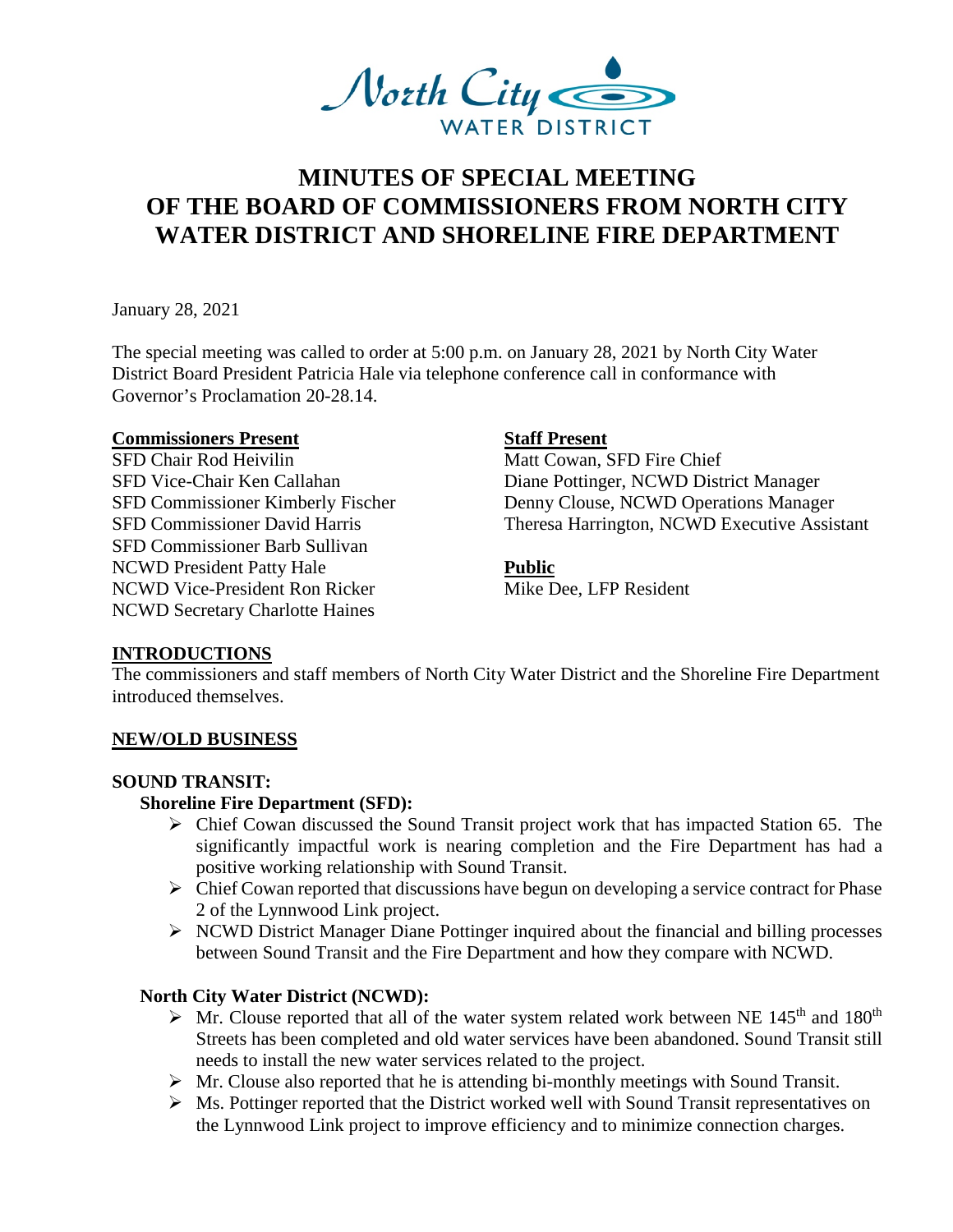# MINUTES OF SPECIAL MEETING OF THE BOARD OF COMMISSIONERS FROM NORTH CITY WATER DISTRICT AND SHORELINE FIRE DEPARTMENT

January 28, 2021

The special meeting was called to order at 5:00 p.m. on January 28, 2021 by North City Water District Board President Patricia Hale via telephone conference call in conformance with Governor's Proclamation 20-28.14.

**Commissioners Present**

SFD Chair Rod Heivilin
SFD Vice-Chair Ken Callahan
SFD Commissioner Kimberly Fischer
SFD Commissioner David Harris
SFD Commissioner Barb Sullivan
NCWD President Patty Hale
NCWD Vice-President Ron Ricker
NCWD Secretary Charlotte Haines

**Staff Present**

Matt Cowan, SFD Fire Chief
Diane Pottinger, NCWD District Manager
Denny Clouse, NCWD Operations Manager
Theresa Harrington, NCWD Executive Assistant

**Public**

Mike Dee, LFP Resident

## INTRODUCTIONS

The commissioners and staff members of North City Water District and the Shoreline Fire Department introduced themselves.

## NEW/OLD BUSINESS

### SOUND TRANSIT:

#### Shoreline Fire Department (SFD):

- Chief Cowan discussed the Sound Transit project work that has impacted Station 65. The significantly impactful work is nearing completion and the Fire Department has had a positive working relationship with Sound Transit.
- Chief Cowan reported that discussions have begun on developing a service contract for Phase 2 of the Lynnwood Link project.
- NCWD District Manager Diane Pottinger inquired about the financial and billing processes between Sound Transit and the Fire Department and how they compare with NCWD.

#### North City Water District (NCWD):

- Mr. Clouse reported that all of the water system related work between NE 145th and 180th Streets has been completed and old water services have been abandoned. Sound Transit still needs to install the new water services related to the project.
- Mr. Clouse also reported that he is attending bi-monthly meetings with Sound Transit.
- Ms. Pottinger reported that the District worked well with Sound Transit representatives on the Lynnwood Link project to improve efficiency and to minimize connection charges.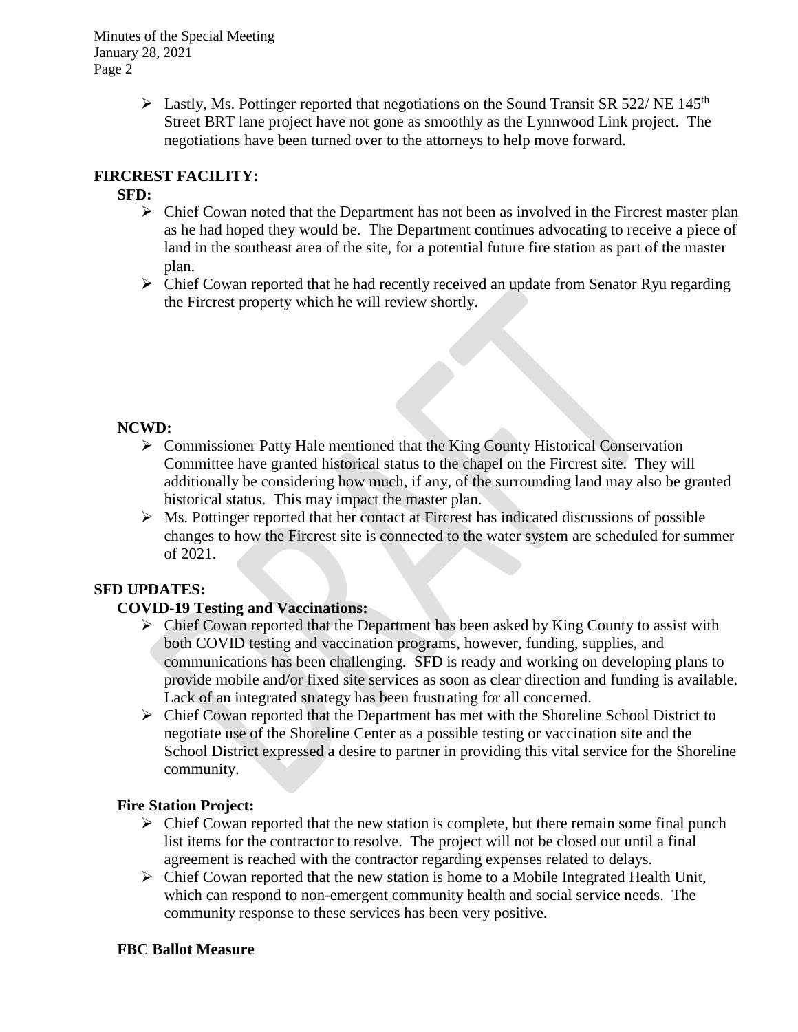- Lastly, Ms. Pottinger reported that negotiations on the Sound Transit SR 522/ NE 145th Street BRT lane project have not gone as smoothly as the Lynnwood Link project. The negotiations have been turned over to the attorneys to help move forward.

## FIRCREST FACILITY:

### SFD:

- Chief Cowan noted that the Department has not been as involved in the Fircrest master plan as he had hoped they would be. The Department continues advocating to receive a piece of land in the southeast area of the site, for a potential future fire station as part of the master plan.
- Chief Cowan reported that he had recently received an update from Senator Ryu regarding the Fircrest property which he will review shortly.

### NCWD:

- Commissioner Patty Hale mentioned that the King County Historical Conservation Committee have granted historical status to the chapel on the Fircrest site. They will additionally be considering how much, if any, of the surrounding land may also be granted historical status. This may impact the master plan.
- Ms. Pottinger reported that her contact at Fircrest has indicated discussions of possible changes to how the Fircrest site is connected to the water system are scheduled for summer of 2021.

## SFD UPDATES:

### COVID-19 Testing and Vaccinations:

- Chief Cowan reported that the Department has been asked by King County to assist with both COVID testing and vaccination programs, however, funding, supplies, and communications has been challenging. SFD is ready and working on developing plans to provide mobile and/or fixed site services as soon as clear direction and funding is available. Lack of an integrated strategy has been frustrating for all concerned.
- Chief Cowan reported that the Department has met with the Shoreline School District to negotiate use of the Shoreline Center as a possible testing or vaccination site and the School District expressed a desire to partner in providing this vital service for the Shoreline community.

### Fire Station Project:

- Chief Cowan reported that the new station is complete, but there remain some final punch list items for the contractor to resolve. The project will not be closed out until a final agreement is reached with the contractor regarding expenses related to delays.
- Chief Cowan reported that the new station is home to a Mobile Integrated Health Unit, which can respond to non-emergent community health and social service needs. The community response to these services has been very positive.

### FBC Ballot Measure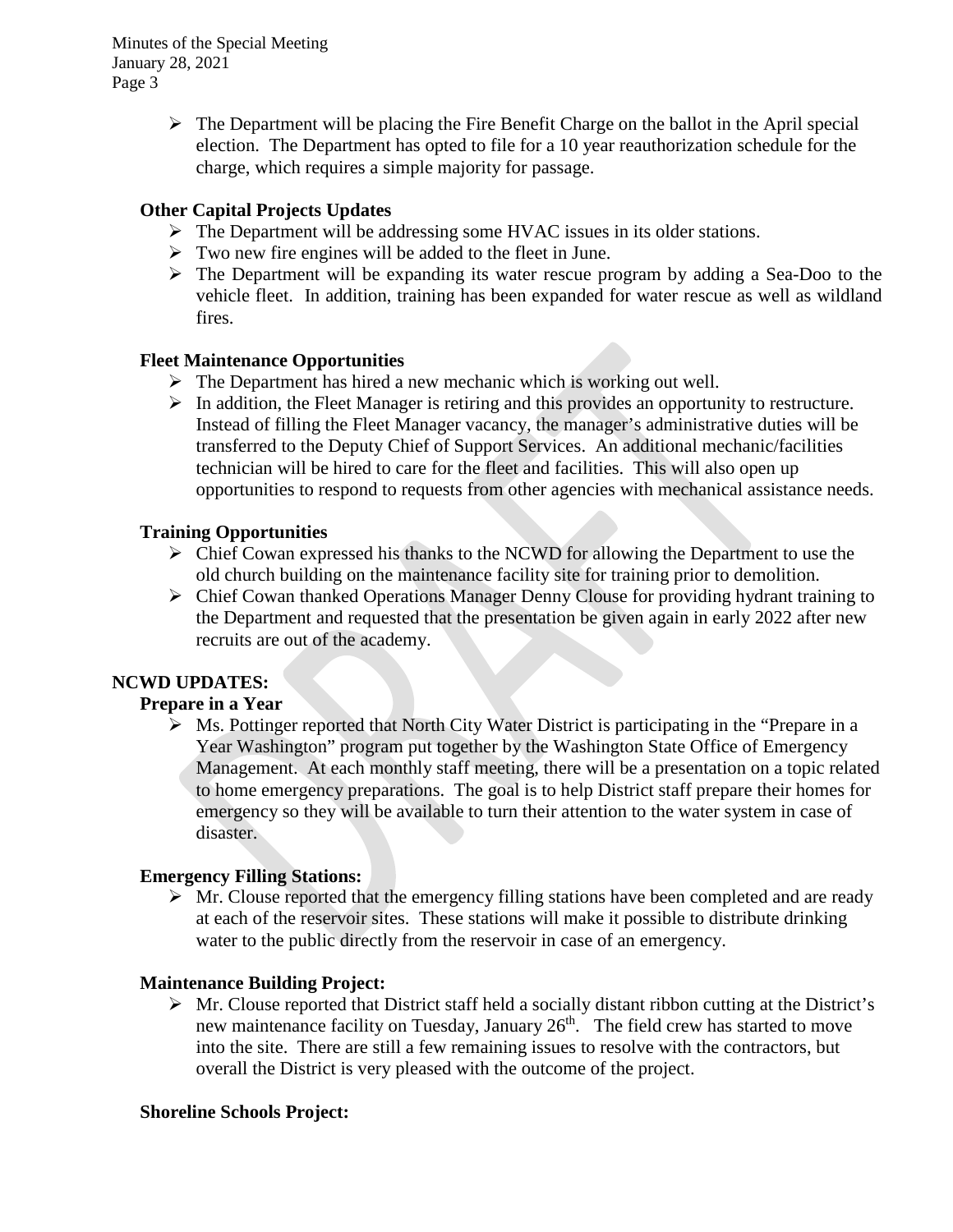- The Department will be placing the Fire Benefit Charge on the ballot in the April special election. The Department has opted to file for a 10 year reauthorization schedule for the charge, which requires a simple majority for passage.

**Other Capital Projects Updates**

- The Department will be addressing some HVAC issues in its older stations.
- Two new fire engines will be added to the fleet in June.
- The Department will be expanding its water rescue program by adding a Sea-Doo to the vehicle fleet. In addition, training has been expanded for water rescue as well as wildland fires.

**Fleet Maintenance Opportunities**

- The Department has hired a new mechanic which is working out well.
- In addition, the Fleet Manager is retiring and this provides an opportunity to restructure. Instead of filling the Fleet Manager vacancy, the manager's administrative duties will be transferred to the Deputy Chief of Support Services. An additional mechanic/facilities technician will be hired to care for the fleet and facilities. This will also open up opportunities to respond to requests from other agencies with mechanical assistance needs.

**Training Opportunities**

- Chief Cowan expressed his thanks to the NCWD for allowing the Department to use the old church building on the maintenance facility site for training prior to demolition.
- Chief Cowan thanked Operations Manager Denny Clouse for providing hydrant training to the Department and requested that the presentation be given again in early 2022 after new recruits are out of the academy.

**NCWD UPDATES:**

**Prepare in a Year**

- Ms. Pottinger reported that North City Water District is participating in the "Prepare in a Year Washington" program put together by the Washington State Office of Emergency Management. At each monthly staff meeting, there will be a presentation on a topic related to home emergency preparations. The goal is to help District staff prepare their homes for emergency so they will be available to turn their attention to the water system in case of disaster.

**Emergency Filling Stations:**

- Mr. Clouse reported that the emergency filling stations have been completed and are ready at each of the reservoir sites. These stations will make it possible to distribute drinking water to the public directly from the reservoir in case of an emergency.

**Maintenance Building Project:**

- Mr. Clouse reported that District staff held a socially distant ribbon cutting at the District's new maintenance facility on Tuesday, January 26th. The field crew has started to move into the site. There are still a few remaining issues to resolve with the contractors, but overall the District is very pleased with the outcome of the project.

**Shoreline Schools Project:**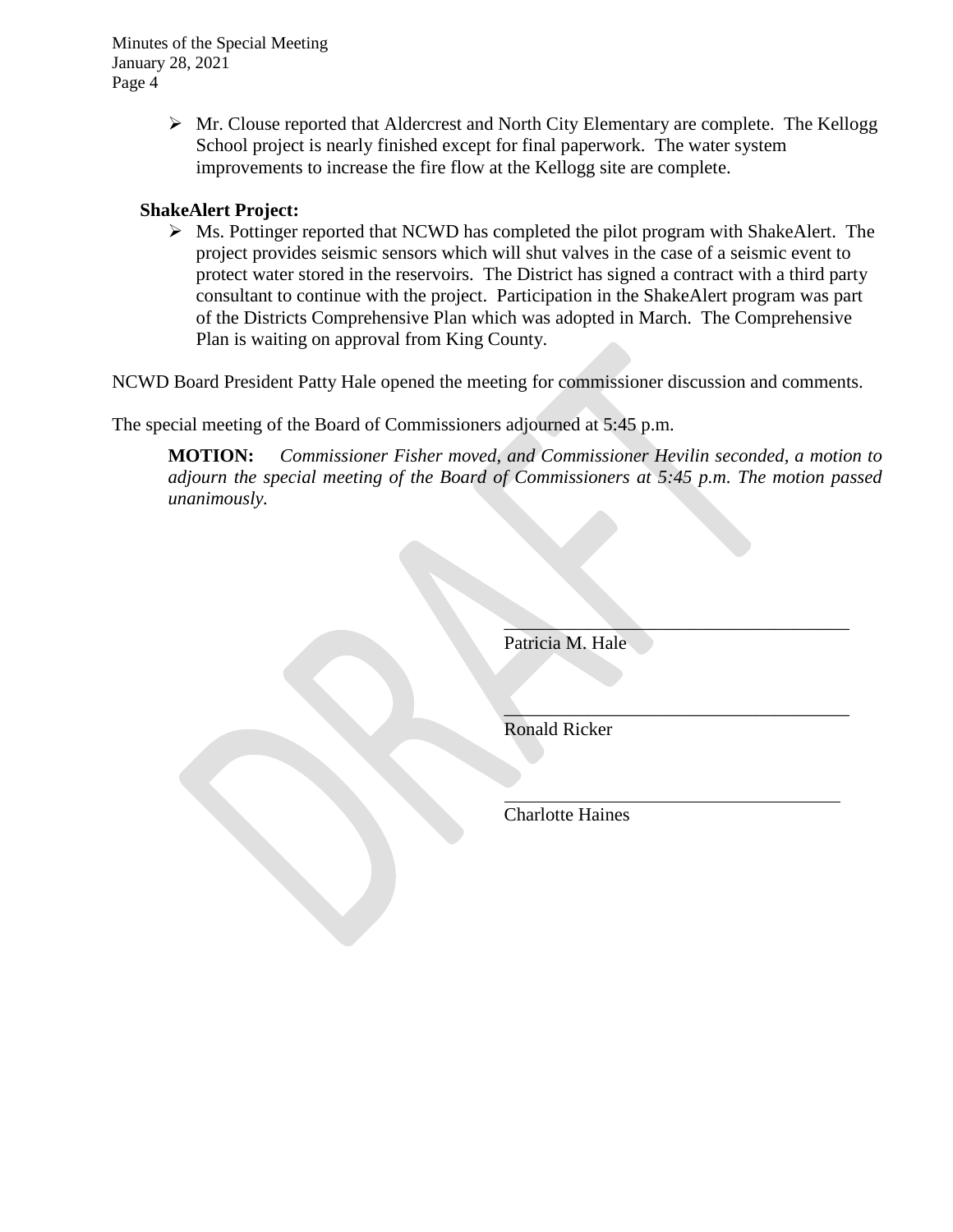- Mr. Clouse reported that Aldercrest and North City Elementary are complete. The Kellogg School project is nearly finished except for final paperwork. The water system improvements to increase the fire flow at the Kellogg site are complete.

**ShakeAlert Project:**

- Ms. Pottinger reported that NCWD has completed the pilot program with ShakeAlert. The project provides seismic sensors which will shut valves in the case of a seismic event to protect water stored in the reservoirs. The District has signed a contract with a third party consultant to continue with the project. Participation in the ShakeAlert program was part of the Districts Comprehensive Plan which was adopted in March. The Comprehensive Plan is waiting on approval from King County.

NCWD Board President Patty Hale opened the meeting for commissioner discussion and comments.

The special meeting of the Board of Commissioners adjourned at 5:45 p.m.

**MOTION:** *Commissioner Fisher moved, and Commissioner Hevilin seconded, a motion to adjourn the special meeting of the Board of Commissioners at 5:45 p.m. The motion passed unanimously.*

DRAFT

\_\_\_\_\_\_\_\_\_\_\_\_\_\_\_\_\_\_\_\_\_\_\_\_\_\_\_\_\_\_\_\_\_\_\_\_

Patricia M. Hale

\_\_\_\_\_\_\_\_\_\_\_\_\_\_\_\_\_\_\_\_\_\_\_\_\_\_\_\_\_\_\_\_\_\_\_\_

Ronald Ricker

\_\_\_\_\_\_\_\_\_\_\_\_\_\_\_\_\_\_\_\_\_\_\_\_\_\_\_\_\_\_\_\_\_\_\_\_

Charlotte Haines